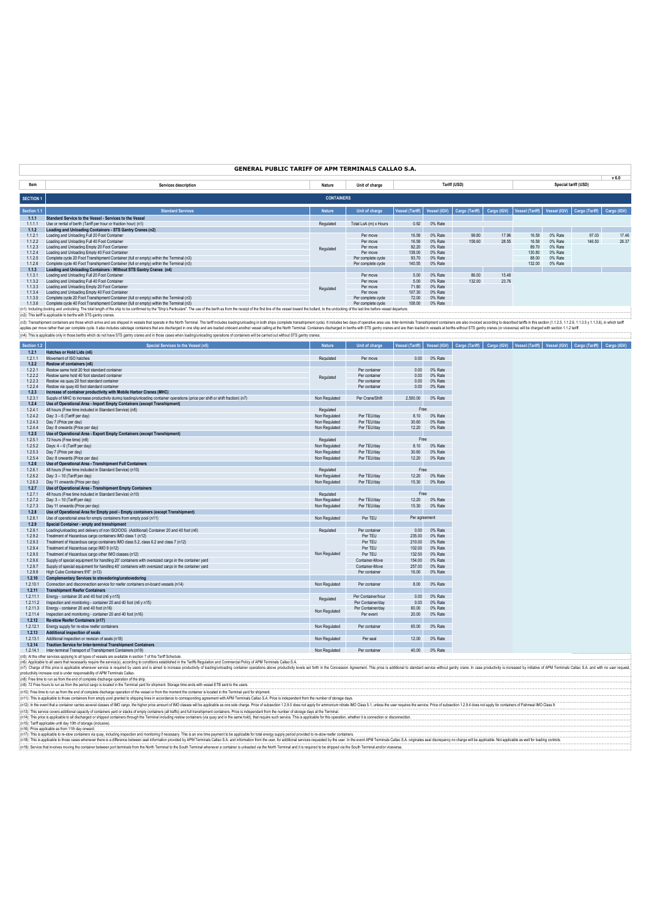# GENERAL PUBLIC TARIFF OF APM TERMINALS CALLAO S.A.

v 6.0

| Item | Services description | Nature | Unit of charge | Tariff (USD) | | | | Special tariff (USD) | | | |
|---|---|---|---|---|---|---|---|---|---|---|---|
| **SECTION 1** | **CONTAINERS** | | | | | | | | | | |
| **Section 1.1** | **Standard Services** | **Nature** | **Unit of charge** | **Vessel (Tariff)** | **Vessel (IGV)** | **Cargo (Tariff)** | **Cargo (IGV)** | **Vessel (Tariff)** | **Vessel (IGV)** | **Cargo (Tariff)** | **Cargo (IGV)** |
| **1.1.1** | **Standard Service to the Vessel - Services to the Vessel** | | | | | | | | | | |
| 1.1.1.1 | Use or rental of berth (Tariff per hour or fraction hour) (n1) | Regulated | Total LoA (m) x Hours | 0.92 | 0% Rate | | | | | | |
| **1.1.2** | **Loading and Unloading Containers - STS Gantry Cranes (n2)** | | | | | | | | | | |
| 1.1.2.1 | Loading and Unloading Full 20 Foot Container | Regulated | Per move | 16.58 | 0% Rate | 99.80 | 17.96 | 16.58 | 0% Rate | 97.00 | 17.46 |
| 1.1.2.2 | Loading and Unloading Full 40 Foot Container | Regulated | Per move | 16.58 | 0% Rate | 158.60 | 28.55 | 16.58 | 0% Rate | 146.50 | 26.37 |
| 1.1.2.3 | Loading and Unloading Empty 20 Foot Container | Regulated | Per move | 92.20 | 0% Rate | | | 89.70 | 0% Rate | | |
| 1.1.2.4 | Loading and Unloading Empty 40 Foot Container | Regulated | Per move | 138.00 | 0% Rate | | | 130.80 | 0% Rate | | |
| 1.1.2.5 | Complete cycle 20 Foot Transhipment Container (full or empty) within the Terminal (n3) | Regulated | Per complete cycle | 93.70 | 0% Rate | | | 88.00 | 0% Rate | | |
| 1.1.2.6 | Complete cycle 40 Foot Transhipment Container (full or empty) within the Terminal (n3) | Regulated | Per complete cycle | 140.55 | 0% Rate | | | 132.00 | 0% Rate | | |
| **1.1.3** | **Loading and Unloading Containers - Without STS Gantry Cranes (n4)** | | | | | | | | | | |
| 1.1.3.1 | Loading and Unloading Full 20 Foot Container | Regulated | Per move | 5.00 | 0% Rate | 86.00 | 15.48 | | | | |
| 1.1.3.2 | Loading and Unloading Full 40 Foot Container | Regulated | Per move | 5.00 | 0% Rate | 132.00 | 23.76 | | | | |
| 1.1.3.3 | Loading and Unloading Empty 20 Foot Container | Regulated | Per move | 71.80 | 0% Rate | | | | | | |
| 1.1.3.4 | Loading and Unloading Empty 40 Foot Container | Regulated | Per move | 107.30 | 0% Rate | | | | | | |
| 1.1.3.5 | Complete cycle 20 Foot Transhipment Container (full or empty) within the Terminal (n3) | Regulated | Per complete cycle | 72.00 | 0% Rate | | | | | | |
| 1.1.3.6 | Complete cycle 40 Foot Transhipment Container (full or empty) within the Terminal (n3) | Regulated | Per complete cycle | 108.00 | 0% Rate | | | | | | |

(n1): Including docking and undocking. The total length of the ship to be confirmed by the "Ship's Particulars". The use of the berth as from the receipt of the first line of the vessel toward the bollard, to the undocking of the last line before vessel departure.

(n2): This tariff is applicable to berths with STS gantry cranes.

(n3): Transhipment containers are those which arrive and are shipped in vessels that operate in the North Terminal. The tariff includes loading/unloading in both ships (complete transhipment cycle). It includes two days of operative area use. Inter-terminals Transhipment containers are also invoiced according to described tariffs in this section (1.1.2.5, 1.1.2.6, 1.1.3.5 y 1.1.3.6), in which tariff applies per move rather than per complete cycle. It also includes cabotage containers that are discharged in one ship and are loaded onboard another vessel calling at the North Terminal. Containers discharged in berths with STS gantry cranes and are then loaded in vessels at berths without STS gantry cranes (or viceversa) will be charged with section 1.1.2 tariff.

(n4): This is applicable only in those berths which do not have STS gantry cranes and in those cases when loading/unloading operations of containers will be carried out without STS gantry cranes.

| Section 1.2 | Special Services to the Vessel (n5) | Nature | Unit of charge | Vessel (Tariff) | Vessel (IGV) | Cargo (Tariff) | Cargo (IGV) | Vessel (Tariff) | Vessel (IGV) | Cargo (Tariff) | Cargo (IGV) |
|---|---|---|---|---|---|---|---|---|---|---|---|
| **1.2.1** | **Hatches or Hold Lids (n6)** | | | | | | | | | | |
| 1.2.1.1 | Movement of ISO hatches | Regulated | Per move | 0.00 | 0% Rate | | | | | | |
| **1.2.2** | **Restow of containers (n6)** | | | | | | | | | | |
| 1.2.2.1 | Restow same hold 20 foot standard container | Regulated | Per container | 0.00 | 0% Rate | | | | | | |
| 1.2.2.2 | Restow same hold 40 foot standard container | Regulated | Per container | 0.00 | 0% Rate | | | | | | |
| 1.2.2.3 | Restow via quay 20 foot standard container | Regulated | Per container | 0.00 | 0% Rate | | | | | | |
| 1.2.2.4 | Restow via quay 40 foot standard container | Regulated | Per container | 0.00 | 0% Rate | | | | | | |
| **1.2.3** | **Increase of container productivity with Mobile Harbor Cranes (MHC)** | | | | | | | | | | |
| 1.2.3.1 | Supply of MHC to increase productivity during loading/unloading container operations (price per shift or shift fraction) (n7) | Non Regulated | Per Crane/Shift | 2,500.00 | 0% Rate | | | | | | |
| **1.2.4** | **Use of Operational Area - Import Empty Containers (except Transhipment)** | | | | | | | | | | |
| 1.2.4.1 | 48 hours (Free time included in Standard Service) (n8) | Regulated | | Free | | | | | | | |
| 1.2.4.2 | Day: 3 – 6 (Tariff per day) | Non Regulated | Per TEU/day | 8.10 | 0% Rate | | | | | | |
| 1.2.4.3 | Day 7 (Price per day) | Non Regulated | Per TEU/day | 30.60 | 0% Rate | | | | | | |
| 1.2.4.4 | Day: 8 onwards (Price per day) | Non Regulated | Per TEU/day | 12.20 | 0% Rate | | | | | | |
| **1.2.5** | **Use of Operational Area - Export Empty Containers (except Transhipment)** | | | | | | | | | | |
| 1.2.5.1 | 72 hours (Free time) (n9) | Regulated | | Free | | | | | | | |
| 1.2.5.2 | Days: 4 – 6 (Tariff per day) | Non Regulated | Per TEU/day | 8.10 | 0% Rate | | | | | | |
| 1.2.5.3 | Day 7 (Price per day) | Non Regulated | Per TEU/day | 30.60 | 0% Rate | | | | | | |
| 1.2.5.4 | Day: 8 onwards (Price per day) | Non Regulated | Per TEU/day | 12.20 | 0% Rate | | | | | | |
| **1.2.6** | **Use of Operational Area - Transhipment Full Containers** | | | | | | | | | | |
| 1.2.6.1 | 48 hours (Free time included in Standard Service) (n10) | Regulated | | Free | | | | | | | |
| 1.2.6.2 | Day: 3 – 10 (Tariff per day) | Non Regulated | Per TEU/day | 12.20 | 0% Rate | | | | | | |
| 1.2.6.3 | Day 11 onwards (Price per day) | Non Regulated | Per TEU/day | 15.30 | 0% Rate | | | | | | |
| **1.2.7** | **Use of Operational Area - Transhipment Empty Containers** | | | | | | | | | | |
| 1.2.7.1 | 48 hours (Free time included in Standard Service) (n10) | Regulated | | Free | | | | | | | |
| 1.2.7.2 | Day: 3 – 10 (Tariff per day) | Non Regulated | Per TEU/day | 12.20 | 0% Rate | | | | | | |
| 1.2.7.3 | Day 11 onwards (Price per day) | Non Regulated | Per TEU/day | 15.30 | 0% Rate | | | | | | |
| **1.2.8** | **Use of Operational Area for Empty pool - Empty containers (except Transhipment)** | | | | | | | | | | |
| 1.2.8.1 | Use of operational area for empty containers from empty pool (n11) | Non Regulated | Per TEU | Per agreement | | | | | | | |
| **1.2.9** | **Special Container - empty and transhipment** | | | | | | | | | | |
| 1.2.9.1 | Loading/unloading and delivery of non ISO/OOG (Additional) Container 20 and 40 foot (n6) | Regulated | Per container | 0.00 | 0% Rate | | | | | | |
| 1.2.9.2 | Treatment of Hazardous cargo containers IMO class 1 (n12) | Non Regulated | Per TEU | 235.00 | 0% Rate | | | | | | |
| 1.2.9.3 | Treatment of Hazardous cargo containers IMO class 5.2, class 6.2 and class 7 (n12) | Non Regulated | Per TEU | 210.00 | 0% Rate | | | | | | |
| 1.2.9.4 | Treatment of Hazardous cargo IMO 9 (n12) | Non Regulated | Per TEU | 102.00 | 0% Rate | | | | | | |
| 1.2.9.5 | Treatment of Hazardous cargo other IMO classes (n12) | Non Regulated | Per TEU | 132.50 | 0% Rate | | | | | | |
| 1.2.9.6 | Supply of special equipment for handling 20' containers with oversized cargo in the container yard | Non Regulated | Container-Move | 154.00 | 0% Rate | | | | | | |
| 1.2.9.7 | Supply of special equipment for handling 40' containers with oversized cargo in the container yard | Non Regulated | Container-Move | 257.00 | 0% Rate | | | | | | |
| 1.2.9.8 | High Cube Containers 9'6" (n13) | Non Regulated | Per container | 16.00 | 0% Rate | | | | | | |
| **1.2.10** | **Complementary Services to stevedoring/unstevedoring** | | | | | | | | | | |
| 1.2.10.1 | Connection and disconnection service for reefer containers on-board vessels (n14) | Non Regulated | Per container | 8.00 | 0% Rate | | | | | | |
| **1.2.11** | **Transhipment Reefer Containers** | | | | | | | | | | |
| 1.2.11.1 | Energy - container 20 and 40 foot (n6 y n15) | Regulated | Per Container/hour | 0.00 | 0% Rate | | | | | | |
| 1.2.11.2 | Inspection and monitoring - container 20 and 40 foot (n6 y n15) | Regulated | Per Container/day | 0.00 | 0% Rate | | | | | | |
| 1.2.11.3 | Energy - container 20 and 40 foot (n16) | Non Regulated | Per Container/day | 60.00 | 0% Rate | | | | | | |
| 1.2.11.4 | Inspection and monitoring - container 20 and 40 foot (n16) | Non Regulated | Per event | 20.00 | 0% Rate | | | | | | |
| **1.2.12** | **Re-stow Reefer Containers (n17)** | | | | | | | | | | |
| 1.2.12.1 | Energy supply for re-stow reefer containers | Non Regulated | Per container | 65.00 | 0% Rate | | | | | | |
| **1.2.13** | **Additional inspection of seals** | | | | | | | | | | |
| 1.2.13.1 | Additional inspection or revision of seals (n18) | Non Regulated | Per seal | 12.00 | 0% Rate | | | | | | |
| **1.2.14** | **Traction Service for Inter-terminal Transhipment Containers** | | | | | | | | | | |
| 1.2.14.1 | Inter-terminal Transport of Transhipment Containers (n19) | Non Regulated | Per container | 40.00 | 0% Rate | | | | | | |

(n5): Al the other services applying to all types of vessels are available in section 7 of this Tariff Schedule.

(n6): Applicable to all users that necessarily require the service(s), according to conditions established in the Tariffs Regulation and Commercial Policy of APM Terminals Callao S.A.

(n7): Charge of this price is applicable whenever service is required by users and is aimed to increase productivity of loading/unloading container operations above productivity levels set forth in the Concession Agreement. This price is additional to standard service without gantry crane. In case productivity is increased by initiative of APM Terminals Callao S.A. and with no user request, productivity increase cost is under responsability of APM Terminals Callao.

(n8): Free time to run as from the end of complete discharge operation of the ship.

(n9): 72 Free hours to run as from the period cargo is located in the Terminal yard for shipment. Storage time ends with vessel ETB sent to the users.

(n10): Free time to run as from the end of complete discharge operation of the vessel or from the moment the container is located in the Terminal yard for shipment.

(n11): This is applicable to those containers from empty pool granted to shipping lines in accordance to corresponding agreement with APM Terminals Callao S.A. Price is independent from the number of storage days.

(n12): In the event that a container carries several classes of IMO cargo, the higher price amount of IMO classes will be applicable as one sole charge. Price of subsection 1.2.9.5 does not apply for ammonium nitrate IMO Class 5.1, unless the user requires the service. Price of subsection 1.2.9.4 does not apply for containers of Fishmeal IMO Class 9.

(n13): This service covers additional capacity of containers yard or stacks of empty containers (all traffic) and full transhipment containers. Price is independant from the number of storage days at the Terminal.

(n14): This price is applicable to all discharged or shipped containers through the Terminal including restow containers (via quay and in the same hold), that require such service. This is applicable for this operation, whether it is connection or disconnection.

(n15): Tariff applicable until day 10th of storage (inclusive).

(n16): Price applicable as from 11th day onward.

(n17): This is applicable to re-stow containers via quay, including inspection and monitoring if necessary. This is an one time payment to be applicable for total energy supply period provided to re-stow reefer containers.

(n18): This is applicable to those cases whenever there is a difference between seal information provided by APM Terminals Callao S.A. and information from the user, for additional services requested by the user. In the event APM Terminals Callao S.A. originates seal discrepancy no charge will be applicable. Not applicable as well for loading controls.

(n19): Service that involves moving the container between port terminals from the North Terminal to the South Terminal whenever a container is unloaded via the North Terminal and it is required to be shipped via the South Terminal and/or viceversa.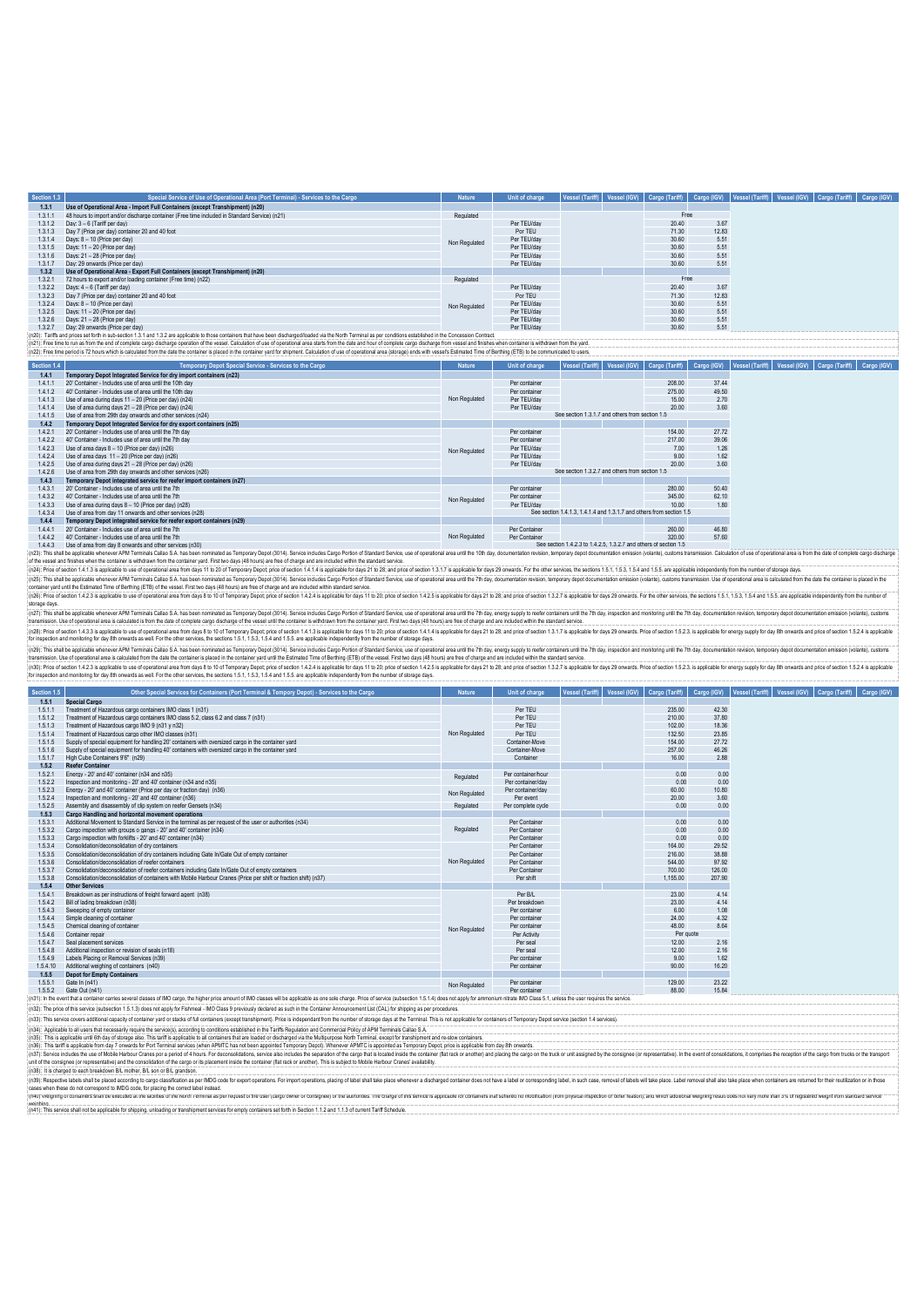| Section 1.3 | Special Service of Use of Operational Area (Port Terminal) - Services to the Cargo | Nature | Unit of charge | Vessel (Tariff) | Vessel (IGV) | Cargo (Tariff) | Cargo (IGV) | Vessel (Tariff) | Vessel (IGV) | Cargo (Tariff) | Cargo (IGV) |
|---|---|---|---|---|---|---|---|---|---|---|---|
| 1.3.1 | Use of Operational Area - Import Full Containers (except Transhipment) (n20) | | | | | | | | | | |
| 1.3.1.1 | 48 hours to import and/or discharge container (Free time included in Standard Service) (n21) | Regulated | | | | Free | | | | | |
| 1.3.1.2 | Day: 3 – 6 (Tariff per day) | Non Regulated | Per TEU/day | | | 20.40 | 3.67 | | | | |
| 1.3.1.3 | Day 7 (Price per day) container 20 and 40 foot | | Por TEU | | | 71.30 | 12.83 | | | | |
| 1.3.1.4 | Days: 8 – 10 (Price per day) | | Per TEU/day | | | 30.60 | 5.51 | | | | |
| 1.3.1.5 | Days: 11 – 20 (Price per day) | | Per TEU/day | | | 30.60 | 5.51 | | | | |
| 1.3.1.6 | Days: 21 – 28 (Price per day) | | Per TEU/day | | | 30.60 | 5.51 | | | | |
| 1.3.1.7 | Day: 29 onwards (Price per day) | | Per TEU/day | | | 30.60 | 5.51 | | | | |
| 1.3.2 | Use of Operational Area - Export Full Containers (except Transhipment) (n20) | | | | | | | | | | |
| 1.3.2.1 | 72 hours to export and/or loading container (Free time) (n22) | Regulated | | | | Free | | | | | |
| 1.3.2.2 | Days: 4 – 6 (Tariff per day) | Non Regulated | Per TEU/day | | | 20.40 | 3.67 | | | | |
| 1.3.2.3 | Day 7 (Price per day) container 20 and 40 foot | | Por TEU | | | 71.30 | 12.83 | | | | |
| 1.3.2.4 | Days: 8 – 10 (Price per day) | | Per TEU/day | | | 30.60 | 5.51 | | | | |
| 1.3.2.5 | Days: 11 – 20 (Price per day) | | Per TEU/day | | | 30.60 | 5.51 | | | | |
| 1.3.2.6 | Days: 21 – 28 (Price per day) | | Per TEU/day | | | 30.60 | 5.51 | | | | |
| 1.3.2.7 | Day: 29 onwards (Price per day) | | Per TEU/day | | | 30.60 | 5.51 | | | | |

(n20): Tariffs and prices set forth in sub-section 1.3.1 and 1.3.2 are applicable to those containers that have been discharged/loaded via the North Terminal as per conditions established in the Concession Contract.

(n21): Free time to run as from the end of complete cargo discharge operation of the vessel. Calculation of use of operational area starts from the date and hour of complete cargo discharge from vessel and finishes when container is withdrawn from the yard.

(n22): Free time period is 72 hours which is calculated from the date the container is placed in the container yard for shipment. Calculation of use of operational area (storage) ends with vessel's Estimated Time of Berthing (ETB) to be communicated to users.

| Section 1.4 | Temporary Depot Special Service - Services to the Cargo | Nature | Unit of charge | Vessel (Tariff) | Vessel (IGV) | Cargo (Tariff) | Cargo (IGV) | Vessel (Tariff) | Vessel (IGV) | Cargo (Tariff) | Cargo (IGV) |
|---|---|---|---|---|---|---|---|---|---|---|---|
| 1.4.1 | Temporary Depot Integrated Service for dry import containers (n23) | | | | | | | | | | |
| 1.4.1.1 | 20' Container - Includes use of area until the 10th day | Non Regulated | Per container | | | 208.00 | 37.44 | | | | |
| 1.4.1.2 | 40' Container - Includes use of area until the 10th day | | Per container | | | 275.00 | 49.50 | | | | |
| 1.4.1.3 | Use of area during days 11 – 20 (Price per day) (n24) | | Per TEU/day | | | 15.00 | 2.70 | | | | |
| 1.4.1.4 | Use of area during days 21 – 28 (Price per day) (n24) | | Per TEU/day | | | 20.00 | 3.60 | | | | |
| 1.4.1.5 | Use of area from 29th day onwards and other services (n24) | | See section 1.3.1.7 and others from section 1.5 | | | | | | | | |
| 1.4.2 | Temporary Depot Integrated Service for dry export containers (n25) | | | | | | | | | | |
| 1.4.2.1 | 20' Container - Includes use of area until the 7th day | Non Regulated | Per container | | | 154.00 | 27.72 | | | | |
| 1.4.2.2 | 40' Container - Includes use of area until the 7th day | | Per container | | | 217.00 | 39.06 | | | | |
| 1.4.2.3 | Use of area days 8 – 10 (Price per day) (n26) | | Per TEU/day | | | 7.00 | 1.26 | | | | |
| 1.4.2.4 | Use of area days 11 – 20 (Price per day) (n26) | | Per TEU/day | | | 9.00 | 1.62 | | | | |
| 1.4.2.5 | Use of area during days 21 – 28 (Price per day) (n26) | | Per TEU/day | | | 20.00 | 3.60 | | | | |
| 1.4.2.6 | Use of area from 29th day onwards and other services (n26) | | See section 1.3.2.7 and others from section 1.5 | | | | | | | | |
| 1.4.3 | Temporary Depot integrated service for reefer import containers (n27) | | | | | | | | | | |
| 1.4.3.1 | 20' Container - Includes use of area until the 7th | Non Regulated | Per container | | | 280.00 | 50.40 | | | | |
| 1.4.3.2 | 40' Container - Includes use of area until the 7th | | Per container | | | 345.00 | 62.10 | | | | |
| 1.4.3.3 | Use of area during days 8 – 10 (Price per day) (n28) | | Per TEU/day | | | 10.00 | 1.80 | | | | |
| 1.4.3.4 | Use of area from day 11 onwards and other services (n28) | | See section 1.4.1.3, 1.4.1.4 and 1.3.1.7 and others from section 1.5 | | | | | | | | |
| 1.4.4 | Temporary Depot integrated service for reefer export containers (n29) | | | | | | | | | | |
| 1.4.4.1 | 20' Container - Includes use of area until the 7th | Non Regulated | Per Container | | | 260.00 | 46.80 | | | | |
| 1.4.4.2 | 40' Container - Includes use of area until the 7th | | Per Container | | | 320.00 | 57.60 | | | | |
| 1.4.4.3 | Use of area from day 8 onwards and other services (n30) | | See section 1.4.2.3 to 1.4.2.5, 1.3.2.7 and others of section 1.5 | | | | | | | | |

(n23): This shall be applicable whenever APM Terminals Callao S.A. has been nominated as Temporary Depot (3014). Service includes Cargo Portion of Standard Service, use of operational area until the 10th day, documentation revision, temporary depot documentation emission (volante), customs transmission. Calculation of use of operational area is from the date of complete cargo discharge of the vessel and finishes when the container is withdrawn from the container yard. First two days (48 hours) are free of charge and are included within the standard service.

(n24): Price of section 1.4.1.3 is applicable to use of operational area from days 11 to 20 of Temporary Depot; price of section 1.4.1.4 is applicable for days 21 to 28; and price of section 1.3.1.7 is applicable for days 29 onwards. For the other services, the sections 1.5.1, 1.5.3, 1.5.4 and 1.5.5. are applicable independently from the number of storage days.

(n25): This shall be applicable whenever APM Terminals Callao S.A. has been nominated as Temporary Depot (3014). Service includes Cargo Portion of Standard Service, use of operational area until the 7th day, documentation revision, temporary depot documentation emission (volante), customs transmission. Use of operational area is calculated from the date the container is placed in the container yard until the Estimated Time of Berthing (ETB) of the vessel. First two days (48 hours) are free of charge and are included within standard service.

(n26): Price of section 1.4.2.3 is applicable to use of operational area from days 8 to 10 of Temporary Depot; price of section 1.4.2.4 is applicable for days 11 to 20; price of section 1.4.2.5 is applicable for days 21 to 28; and price of section 1.3.2.7 is applicable for days 29 onwards. For the other services, the sections 1.5.1, 1.5.3, 1.5.4 and 1.5.5. are applicable independently from the number of storage days.

(n27): This shall be applicable whenever APM Terminals Callao S.A. has been nominated as Temporary Depot (3014). Service includes Cargo Portion of Standard Service, use of operational area until the 7th day, energy supply to reefer containers until the 7th day, inspection and monitoring until the 7th day, documentation revision, temporary depot documentation emission (volante), customs transmission. Use of operational area is calculated is from the date of complete cargo discharge of the vessel until the container is withdrawn from the container yard. First two days (48 hours) are free of charge and are included within the standard service.

(n28): Price of section 1.4.3.3 is applicable to use of operational area from days 8 to 10 of Temporary Depot; price of section 1.4.1.3 is applicable for days 11 to 20; price of section 1.4.1.4 is applicable for days 21 to 28; and price of section 1.3.1.7 is applicable for days 29 onwards. Price of section 1.5.2.3. is applicable for energy supply for day 8th onwards and price of section 1.5.2.4 is applicable for inspection and monitoring for day 8th onwards as well. For the other services, the sections 1.5.1, 1.5.3, 1.5.4 and 1.5.5. are applicable independently from the number of storage days.

(n29): This shall be applicable whenever APM Terminals Callao S.A. has been nominated as Temporary Depot (3014). Service includes Cargo Portion of Standard Service, use of operational area until the 7th day, energy supply to reefer containers until the 7th day, inspection and monitoring until the 7th day, documentation revision, temporary depot documentation emission (volante), customs transmission. Use of operational area is calculated from the date the container is placed in the container yard until the Estimated Time of Berthing (ETB) of the vessel. First two days (48 hours) are free of charge and are included within the standard service.

(n30): Price of section 1.4.2.3 is applicable to use of operational area from days 8 to 10 of Temporary Depot; price of section 1.4.2.4 is applicable for days 11 to 20; price of section 1.4.2.5 is applicable for days 21 to 28; and price of section 1.3.2.7 is applicable for days 29 onwards. Price of section 1.5.2.3. is applicable for energy supply for day 8th onwards and price of section 1.5.2.4 is applicable for inspection and monitoring for day 8th onwards as well. For the other services, the sections 1.5.1, 1.5.3, 1.5.4 and 1.5.5. are applicable independently from the number of storage days.

| Section 1.5 | Other Special Services for Containers (Port Terminal & Tempory Depot) - Services to the Cargo | Nature | Unit of charge | Vessel (Tariff) | Vessel (IGV) | Cargo (Tariff) | Cargo (IGV) | Vessel (Tariff) | Vessel (IGV) | Cargo (Tariff) | Cargo (IGV) |
|---|---|---|---|---|---|---|---|---|---|---|---|
| 1.5.1 | Special Cargo | | | | | | | | | | |
| 1.5.1.1 | Treatment of Hazardous cargo containers IMO class 1 (n31) | Non Regulated | Per TEU | | | 235.00 | 42.30 | | | | |
| 1.5.1.2 | Treatment of Hazardous cargo containers IMO class 5.2, class 6.2 and class 7 (n31) | | Per TEU | | | 210.00 | 37.80 | | | | |
| 1.5.1.3 | Treatment of Hazardous cargo IMO 9 (n31 y n32) | | Per TEU | | | 102.00 | 18.36 | | | | |
| 1.5.1.4 | Treatment of Hazardous cargo other IMO classes (n31) | | Per TEU | | | 132.50 | 23.85 | | | | |
| 1.5.1.5 | Supply of special equipment for handling 20' containers with oversized cargo in the container yard | | Container-Move | | | 154.00 | 27.72 | | | | |
| 1.5.1.6 | Supply of special equipment for handling 40' containers with oversized cargo in the container yard | | Container-Move | | | 257.00 | 46.26 | | | | |
| 1.5.1.7 | High Cube Containers 9'6" (n29) | | Container | | | 16.00 | 2.88 | | | | |
| 1.5.2 | Reefer Container | | | | | | | | | | |
| 1.5.2.1 | Energy - 20' and 40' container (n34 and n35) | Regulated | Per container/hour | | | 0.00 | 0.00 | | | | |
| 1.5.2.2 | Inspection and monitoring - 20' and 40' container (n34 and n35) | | Per container/day | | | 0.00 | 0.00 | | | | |
| 1.5.2.3 | Energy - 20' and 40' container (Price per day or fraction day) (n36) | Non Regulated | Per container/day | | | 60.00 | 10.80 | | | | |
| 1.5.2.4 | Inspection and monitoring - 20' and 40' container (n36) | | Per event | | | 20.00 | 3.60 | | | | |
| 1.5.2.5 | Assembly and disassembly of clip system on reefer Gensets (n34) | Regulated | Per complete cycle | | | 0.00 | 0.00 | | | | |
| 1.5.3 | Cargo Handling and horizontal movement operations | | | | | | | | | | |
| 1.5.3.1 | Additional Movement to Standard Service in the terminal as per request of the user or authorities (n34) | Regulated | Per Container | | | 0.00 | 0.00 | | | | |
| 1.5.3.2 | Cargo inspection with groups o gangs - 20' and 40' container (n34) | | Per Container | | | 0.00 | 0.00 | | | | |
| 1.5.3.3 | Cargo inspection with forklifts - 20' and 40' container (n34) | | Per Container | | | 0.00 | 0.00 | | | | |
| 1.5.3.4 | Consolidation/deconsolidation of dry containers | Non Regulated | Per Container | | | 164.00 | 29.52 | | | | |
| 1.5.3.5 | Consolidation/deconsolidation of dry containers including Gate In/Gate Out of empty container | | Per Container | | | 216.00 | 38.88 | | | | |
| 1.5.3.6 | Consolidation/deconsolidation of reefer containers | | Per Container | | | 544.00 | 97.92 | | | | |
| 1.5.3.7 | Consolidation/deconsolidation of reefer containers including Gate In/Gate Out of empty containers | | Per Container | | | 700.00 | 126.00 | | | | |
| 1.5.3.8 | Consolidation/deconsolidation of containers with Mobile Harbour Cranes (Price per shift or fraction shift) (n37) | | Per shift | | | 1,155.00 | 207.90 | | | | |
| 1.5.4 | Other Services | | | | | | | | | | |
| 1.5.4.1 | Breakdown as per instructions of freight forward agent (n38) | Non Regulated | Per B/L | | | 23.00 | 4.14 | | | | |
| 1.5.4.2 | Bill of lading breakdown (n38) | | Per breakdown | | | 23.00 | 4.14 | | | | |
| 1.5.4.3 | Sweeping of empty container | | Per container | | | 6.00 | 1.08 | | | | |
| 1.5.4.4 | Simple cleaning of container | | Per container | | | 24.00 | 4.32 | | | | |
| 1.5.4.5 | Chemical cleaning of container | | Per container | | | 48.00 | 8.64 | | | | |
| 1.5.4.6 | Container repair | | Per Activity | | | Per quote | | | | | |
| 1.5.4.7 | Seal placement services | | Per seal | | | 12.00 | 2.16 | | | | |
| 1.5.4.8 | Additional inspection or revision of seals (n18) | | Per seal | | | 12.00 | 2.16 | | | | |
| 1.5.4.9 | Labels Placing or Removal Services (n39) | | Per container | | | 9.00 | 1.62 | | | | |
| 1.5.4.10 | Additional weighing of containers (n40) | | Per container | | | 90.00 | 16.20 | | | | |
| 1.5.5 | Depot for Empty Containers | | | | | | | | | | |
| 1.5.5.1 | Gate In (n41) | Non Regulated | Per container | | | 129.00 | 23.22 | | | | |
| 1.5.5.2 | Gate Out (n41) | | Per container | | | 88.00 | 15.84 | | | | |

(n31): In the event that a container carries several classes of IMO cargo, the higher price amount of IMO classes will be applicable as one sole charge. Price of service (subsection 1.5.1.4) does not apply for ammonium nitrate IMO Class 5.1, unless the user requires the service.

(n32): The price of this service (subsection 1.5.1.3) does not apply for Fishmeal - IMO Class 9 previously declared as such in the Container Announcement List (CAL) for shipping as per procedures.

(n33): This service covers additional capacity of container yard or stacks of full containers (except transhipment). Price is independent from the number of storage days at the Terminal. This is not applicable for containers of Temporary Depot service (section 1.4 services).

(n34): Applicable to all users that necessarily require the service(s), according to conditions established in the Tariffs Regulation and Commercial Policy of APM Terminals Callao S.A.

(n35): This is applicable until 6th day of storage also. This tariff is applicable to all containers that are loaded or discharged via the Multipurpose North Terminal, except for transhipment and re-stow containers.

(n36): This tariff is applicable from day 7 onwards for Port Terminal services (when APMTC has not been appointed Temporary Depot). Whenever APMTC is appointed as Temporary Depot, price is applicable from day 8th onwards.

(n37): Service includes the use of Mobile Harbour Cranes por a period of 4 hours. For deconsolidations, service also includes the separation of the cargo that is located inside the container (flat rack or another) and placing the cargo on the truck or unit assigned by the consignee (or representative). In the event of consolidations, it comprises the reception of the cargo from trucks or the transport unit of the consignee (or representative) and the consolidation of the cargo or its placement inside the container (flat rack or another). This is subject to Mobile Harbour Cranes' availability.

(n38): It is charged to each breakdown B/L mother, B/L son or B/L grandson.

(n39): Respective labels shall be placed according to cargo classification as per IMDG code for export operations. For import operations, placing of label shall take place whenever a discharged container does not have a label or corresponding label, in such case, removal of labels will take place. Label removal shall also take place when containers are returned for their reutilization or in those cases when these do not correspond to IMDG code, for placing the correct label instead.

(n40): Weighing of containers shall be executed at the facilities of the North Terminal as per request of the user (cargo owner or consignee) or the authorities. The charge of this service is applicable for containers that suffered no modification (from physical inspection or other reason), and which additional weighing result does not vary more than 5% of registered weight from standard service weighing.

(n41): This service shall not be applicable for shipping, unloading or transhipment services for empty containers set forth in Section 1.1.2 and 1.1.3 of current Tariff Schedule.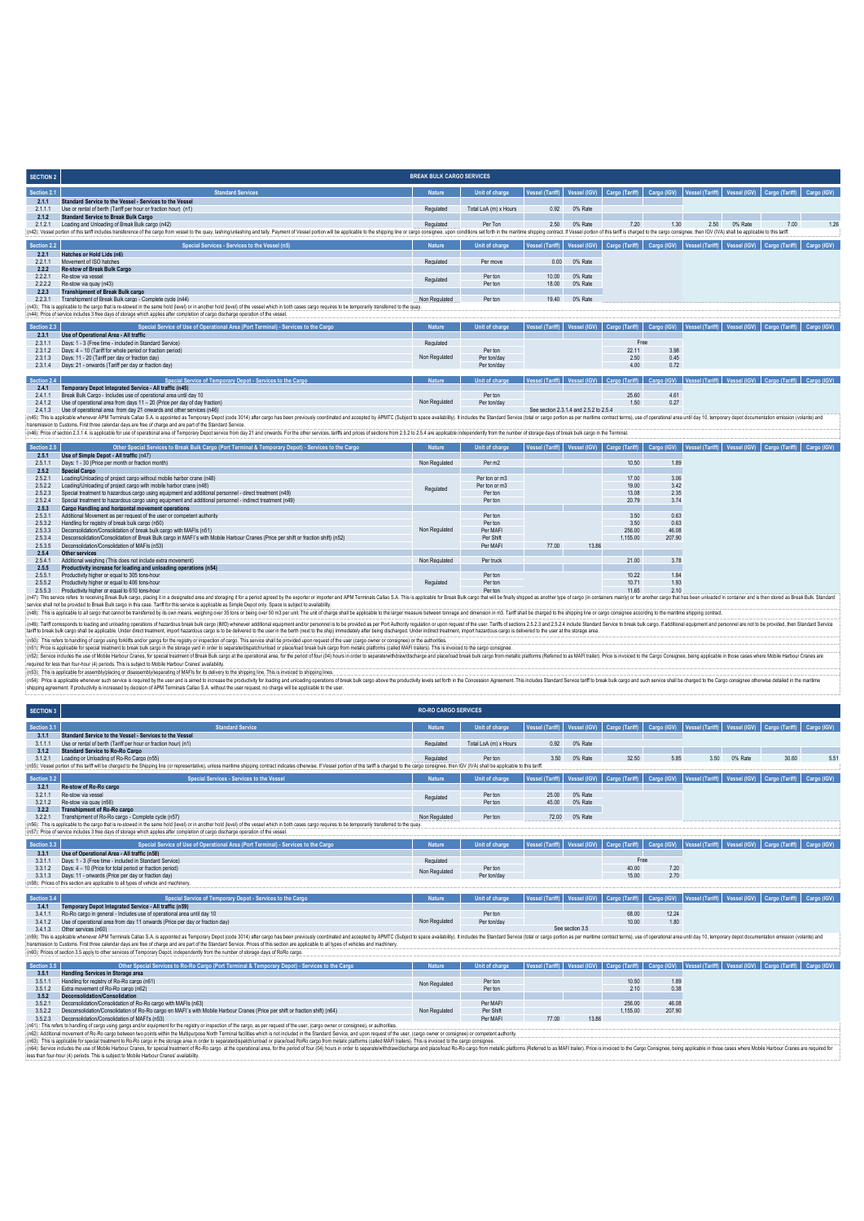## SECTION 2 — BREAK BULK CARGO SERVICES

| Section 2.1 | Standard Services | Nature | Unit of charge | Vessel (Tariff) | Vessel (IGV) | Cargo (Tariff) | Cargo (IGV) | Vessel (Tariff) | Vessel (IGV) | Cargo (Tariff) | Cargo (IGV) |
|---|---|---|---|---|---|---|---|---|---|---|---|
| 2.1.1 | Standard Service to the Vessel - Services to the Vessel | | | | | | | | | | |
| 2.1.1.1 | Use or rental of berth (Tariff per hour or fraction hour) (n1) | Regulated | Total LoA (m) x Hours | 0.92 | 0% Rate | | | | | | |
| 2.1.2 | Standard Service to Break Bulk Cargo | | | | | | | | | | |
| 2.1.2.1 | Loading and Unloading of Break Bulk cargo (n42) | Regulated | Per Ton | 2.50 | 0% Rate | 7.20 | 1.30 | 2.50 | 0% Rate | 7.00 | 1.26 |

(n42): Standard service of this tariff includes transference of the cargo from vessel to the quay, lashing/unlashing and tally. Payment of Vessel portion will be applicable to the shipping line or cargo consignee, upon conditions set forth in the maritime shipping contract. If Vessel portion of this tariff is charged to the cargo consignee, then IGV (IVA) shall be applicable to this tariff.

| Section 2.2 | Special Services - Services to the Vessel (n5) | Nature | Unit of charge | Vessel (Tariff) | Vessel (IGV) | Cargo (Tariff) | Cargo (IGV) | Vessel (Tariff) | Vessel (IGV) | Cargo (Tariff) | Cargo (IGV) |
|---|---|---|---|---|---|---|---|---|---|---|---|
| 2.2.1 | Hatches or Hold Lids (n6) | | | | | | | | | | |
| 2.2.1.1 | Movement of ISO hatches | Regulated | Per move | 0.00 | 0% Rate | | | | | | |
| 2.2.2 | Re-stow of Break Bulk Cargo | | | | | | | | | | |
| 2.2.2.1 | Re-stow via vessel | Regulated | Per ton | 10.00 | 0% Rate | | | | | | |
| 2.2.2.2 | Re-stow via quay (n43) | | Per ton | 18.00 | 0% Rate | | | | | | |
| 2.2.3 | Transhipment of Break Bulk cargo | | | | | | | | | | |
| 2.2.3.1 | Transhipment of Break Bulk cargo - Complete cycle (n44) | Non Regulated | Per ton | 19.40 | 0% Rate | | | | | | |

(n43): This is applicable to the cargo that is re-stowed in the same hold (level) or in another hold (level) of the vessel which in both cases cargo requires to be temporarily transferred to the quay.
(n44): Price of service includes 3 free days of storage which applies after completion of cargo discharge operation of the vessel.

| Section 2.3 | Special Service of Use of Operational Area (Port Terminal) - Services to the Cargo | Nature | Unit of charge | Vessel (Tariff) | Vessel (IGV) | Cargo (Tariff) | Cargo (IGV) | Vessel (Tariff) | Vessel (IGV) | Cargo (Tariff) | Cargo (IGV) |
|---|---|---|---|---|---|---|---|---|---|---|---|
| 2.3.1 | Use of Operational Area - All traffic | | | | | | | | | | |
| 2.3.1.1 | Days: 1 - 3 (Free time - included in Standard Service) | Regulated | | | | Free | | | | | |
| 2.3.1.2 | Days: 4 – 10 (Tariff for whole period or fraction period) | Non Regulated | Per ton | | | 22.11 | 3.98 | | | | |
| 2.3.1.3 | Days: 11 - 20 (Tariff per day or fraction day) | | Per ton/day | | | 2.50 | 0.45 | | | | |
| 2.3.1.4 | Days: 21 - onwards (Tariff per day or fraction day) | | Per ton/day | | | 4.00 | 0.72 | | | | |

| Section 2.4 | Special Service of Temporary Depot - Services to the Cargo | Nature | Unit of charge | Vessel (Tariff) | Vessel (IGV) | Cargo (Tariff) | Cargo (IGV) | Vessel (Tariff) | Vessel (IGV) | Cargo (Tariff) | Cargo (IGV) |
|---|---|---|---|---|---|---|---|---|---|---|---|
| 2.4.1 | Temporary Depot Integrated Service - All traffic (n45) | | | | | | | | | | |
| 2.4.1.1 | Break Bulk Cargo - Includes use of operational area until day 10 | Non Regulated | Per ton | | | 25.60 | 4.61 | | | | |
| 2.4.1.2 | Use of operational area from days 11 – 20 (Price per day of day fraction) | | Per ton/day | | | 1.50 | 0.27 | | | | |
| 2.4.1.3 | Use of operational area from day 21 onwards and other services (n46) | | | See section 2.3.1.4 and 2.5.2 to 2.5.4 | | | | | | | |

(n45): This is applicable whenever APM Terminals Callao S.A. is appointed as Temporary Depot (code 3014) after cargo has been previously coordinated and accepted by APMTC (Subject to space availability). It includes the Standard Service (total or cargo portion as per maritime contract terms), use of operational area until day 10, temporary depot documentation emission (volante) and transmission to Customs. First three calendar days are free of charge and are part of the Standard Service.
(n46): Price of section 2.3.1.4. is applicable for use of operational area of Temporary Depot service from day 21 and onwards. For the other services, tariffs and prices of sections from 2.5.2 to 2.5.4 are applicable independently from the number of storage days of break bulk cargo in the Terminal.

| Section 2.5 | Other Special Services to Break Bulk Cargo (Port Terminal & Temporary Depot) - Services to the Cargo | Nature | Unit of charge | Vessel (Tariff) | Vessel (IGV) | Cargo (Tariff) | Cargo (IGV) | Vessel (Tariff) | Vessel (IGV) | Cargo (Tariff) | Cargo (IGV) |
|---|---|---|---|---|---|---|---|---|---|---|---|
| 2.5.1 | Use of Simple Depot - All traffic (n47) | | | | | | | | | | |
| 2.5.1.1 | Days: 1 - 30 (Price per month or fraction month) | Non Regulated | Per m2 | | | 10.50 | 1.89 | | | | |
| 2.5.2 | Special Cargo | | | | | | | | | | |
| 2.5.2.1 | Loading/Unloading of project cargo without mobile harbor crane (n48) | Regulated | Per ton or m3 | | | 17.00 | 3.06 | | | | |
| 2.5.2.2 | Loading/Unloading of project cargo with mobile harbor crane (n48) | | Per ton or m3 | | | 19.00 | 3.42 | | | | |
| 2.5.2.3 | Special treatment to hazardous cargo using equipment and additional personnel - direct treatment (n49) | | Per ton | | | 13.08 | 2.35 | | | | |
| 2.5.2.4 | Special treatment to hazardous cargo using equipment and additional personnel - indirect treatment (n49) | | Per ton | | | 20.79 | 3.74 | | | | |
| 2.5.3 | Cargo Handling and horizontal movement operations | | | | | | | | | | |
| 2.5.3.1 | Additional Movement as per request of the user or competent authority | Non Regulated | Per ton | | | 3.50 | 0.63 | | | | |
| 2.5.3.2 | Handling for registry of break bulk cargo (n50) | | Per ton | | | 3.50 | 0.63 | | | | |
| 2.5.3.3 | Desconsolidation/Consolidation of break bulk cargo with MAFIs (n51) | | Per MAFI | | | 256.00 | 46.08 | | | | |
| 2.5.3.4 | Desconsolidation/Consolidation of Break Bulk cargo in MAFI´s with Mobile Harbour Cranes (Price per shift or fraction shift) (n52) | | Per Shift | | | 1,155.00 | 207.90 | | | | |
| 2.5.3.5 | Deconsolidation/Consolidation of MAFIs (n53) | | Per MAFI | 77.00 | 13.86 | | | | | | |
| 2.5.4 | Other services | | | | | | | | | | |
| 2.5.4.1 | Additional weighing (This does not include extra movement) | Non Regulated | Per truck | | | 21.00 | 3.78 | | | | |
| 2.5.5 | Productivity increase for loading and unloading operations (n54) | | | | | | | | | | |
| 2.5.5.1 | Productivity higher or equal to 305 tons-hour | Regulated | Per ton | | | 10.22 | 1.84 | | | | |
| 2.5.5.2 | Productivity higher or equal to 406 tons-hour | | Per ton | | | 10.71 | 1.93 | | | | |
| 2.5.5.3 | Productivity higher or equal to 610 tons-hour | | Per ton | | | 11.65 | 2.10 | | | | |

(n47): This service refers to receiving Break Bulk cargo, placing it in a designated area and storaging it for a period agreed by the exporter or importer and APM Terminals Callao S.A. This is applicable for Break Bulk cargo that will be finally shipped as another type of cargo (in containers mainly) or for another cargo that has been unloaded in container and is then stored as Break Bulk. Standard service shall not be provided to Break Bulk cargo in this case. Tariff for this service is applicable as Simple Depot only. Space is subject to availability.
(n48): This is applicable to all cargo that cannot be transferred by its own means, weighing over 35 tons or being over 50 m3 per unit. The unit of charge shall be applicable to the larger measure between tonnage and dimension in m3. Tariff shall be charged to the shipping line or cargo consignee according to the maritime shipping contract.
(n49): Tariff corresponds to loading and unloading operations of hazardous break bulk cargo (IMO) whenever additional equipment and/or personnel is to be provided as per Port Authority regulation or upon request of the user. Tariffs of sections 2.5.2.3 and 2.5.2.4 include Standard Service to break bulk cargo. If additional equipment and personnel are not to be provided, then Standard Service tariff to break bulk cargo shall be applicable. Under direct treatment, import hazardous cargo is to be delivered to the user in the berth (next to the ship) immediately after being discharged. Under indirect treatment, import hazardous cargo is delivered to the user at the storage area.
(n50): This refers to handling of cargo using forklifts and/or gangs for the registry or inspection of cargo. This service shall be provided upon request of the user (cargo owner or consignee) or the authorities.
(n51): Price is applicable for special treatment to break bulk cargo in the storage yard in order to separate/dispatch/unload or place/load break bulk cargo from metallic platforms (called MAFI trailers). This is invoiced to the cargo consignee.
(n52): Service includes the use of Mobile Harbour Cranes, for special treatment of Break Bulk cargo at the operational area, for the period of four (04) hours in order to separate/withdraw/discharge and place/load break bulk cargo from metallic platforms (Referred to as MAFI trailer). Price is invoiced to the Cargo Consignee, being applicable in those cases where Mobile Harbour Cranes are required for less than four-hour (4) periods. This is subject to Mobile Harbour Cranes' availability.
(n53): This is applicable for assembly/placing or disassembly/separating of MAFIs for its delivery to the shipping lines.
(n54): Price is applicable whenever such service is required by the user and is aimed to increase the productivity for loading and unloading operations of break bulk cargo above the productivity levels set forth in the Concession Agreement. This includes Standard Service tariff to break bulk cargo and such service shall be charged to the Cargo consignee otherwise detailed in the maritime shipping agreement. If productivity is increased by decision of APM Terminals Callao S.A. without the user request, no charge will be applicable to the user.

## SECTION 3 — RO-RO CARGO SERVICES

| Section 3.1 | Standard Service | Nature | Unit of charge | Vessel (Tariff) | Vessel (IGV) | Cargo (Tariff) | Cargo (IGV) | Vessel (Tariff) | Vessel (IGV) | Cargo (Tariff) | Cargo (IGV) |
|---|---|---|---|---|---|---|---|---|---|---|---|
| 3.1.1 | Standard Service to the Vessel - Services to the Vessel | | | | | | | | | | |
| 3.1.1.1 | Use or rental of berth (Tariff per hour or fraction hour) (n1) | Regulated | Total LoA (m) x Hours | 0.92 | 0% Rate | | | | | | |
| 3.1.2 | Standard Service to Ro-Ro Cargo | | | | | | | | | | |
| 3.1.2.1 | Loading or Unloading of Ro-Ro Cargo (n55) | Regulated | Per ton | 3.50 | 0% Rate | 32.50 | 5.85 | 3.50 | 0% Rate | 30.60 | 5.51 |

(n55): Vessel portion of this tariff will be charged to the Shipping line (or representative), unless maritime shipping contract indicates otherwise. If Vessel portion of this tariff is charged to the cargo consignee, then IGV (IVA) shall be applicable to this tariff.

| Section 3.2 | Special Services - Services to the Vessel | Nature | Unit of charge | Vessel (Tariff) | Vessel (IGV) | Cargo (Tariff) | Cargo (IGV) | Vessel (Tariff) | Vessel (IGV) | Cargo (Tariff) | Cargo (IGV) |
|---|---|---|---|---|---|---|---|---|---|---|---|
| 3.2.1 | Re-stow of Ro-Ro cargo | | | | | | | | | | |
| 3.2.1.1 | Re-stow via vessel | Regulated | Per ton | 25.00 | 0% Rate | | | | | | |
| 3.2.1.2 | Re-stow via quay (n56) | | Per ton | 45.00 | 0% Rate | | | | | | |
| 3.2.2 | Transhipment of Ro-Ro cargo | | | | | | | | | | |
| 3.2.2.1 | Transhipment of Ro-Ro cargo - Complete cycle (n57) | Non Regulated | Per ton | 72.00 | 0% Rate | | | | | | |

(n56): This is applicable to the cargo that is re-stowed in the same hold (level) or in another hold (level) of the vessel which in both cases cargo requires to be temporarily transferred to the quay.
(n57): Price of service includes 3 days of storage which applies after completion of cargo discharge operation of the vessel.

| Section 3.3 | Special Service of Use of Operational Area (Port Terminal) - Services to the Cargo | Nature | Unit of charge | Vessel (Tariff) | Vessel (IGV) | Cargo (Tariff) | Cargo (IGV) | Vessel (Tariff) | Vessel (IGV) | Cargo (Tariff) | Cargo (IGV) |
|---|---|---|---|---|---|---|---|---|---|---|---|
| 3.3.1 | Use of Operational Area - All traffic (n58) | | | | | | | | | | |
| 3.3.1.1 | Days: 1 - 3 (Free time - included in Standard Service) | Regulated | | | | Free | | | | | |
| 3.3.1.2 | Days: 4 – 10 (Price for total period or fraction period) | Non Regulated | Per ton | | | 40.00 | 7.20 | | | | |
| 3.3.1.3 | Days: 11 - onwards (Price per day or fraction day) | | Per ton/day | | | 15.00 | 2.70 | | | | |

(n58): Prices of this section are applicable to all types of vehicle and machinery.

| Section 3.4 | Special Service of Temporary Depot - Services to the Cargo | Nature | Unit of charge | Vessel (Tariff) | Vessel (IGV) | Cargo (Tariff) | Cargo (IGV) | Vessel (Tariff) | Vessel (IGV) | Cargo (Tariff) | Cargo (IGV) |
|---|---|---|---|---|---|---|---|---|---|---|---|
| 3.4.1 | Temporary Depot Integrated Service - All traffic (n59) | | | | | | | | | | |
| 3.4.1.1 | Ro-Ro cargo in general - Includes use of operational area until day 10 | Non Regulated | Per ton | | | 68.00 | 12.24 | | | | |
| 3.4.1.2 | Use of operational area from day 11 onwards (Price per day or fraction day) | | Per ton/day | | | 10.00 | 1.80 | | | | |
| 3.4.1.3 | Other services (n60) | | | See section 3.5 | | | | | | | |

(n59): This is applicable whenever APM Terminals Callao S.A. is appointed as Temporary Depot (code 3014) after cargo has been previously coordinated and accepted by APMTC (Subject to space availability). It includes the Standard Service (total or cargo portion as per maritime contract terms), use of operational area until day 10, temporary depot documentation emission (volante) and transmission to Customs. First three calendar days are free of charge and are part of the Standard Service. Prices of this section are applicable to all types of vehicles and machinery.
(n60): Prices of section 3.5 apply to other services of Temporary Depot, independently from the number of storage days of RoRo cargo.

| Section 3.5 | Other Special Services to Ro-Ro Cargo (Port Terminal & Temporary Depot) - Services to the Cargo | Nature | Unit of charge | Vessel (Tariff) | Vessel (IGV) | Cargo (Tariff) | Cargo (IGV) | Vessel (Tariff) | Vessel (IGV) | Cargo (Tariff) | Cargo (IGV) |
|---|---|---|---|---|---|---|---|---|---|---|---|
| 3.5.1 | Handling Services in Storage area | | | | | | | | | | |
| 3.5.1.1 | Handling for registry of Ro-Ro cargo (n61) | Non Regulated | Per ton | | | 10.50 | 1.89 | | | | |
| 3.5.1.2 | Extra movement of Ro-Ro cargo (n62) | | Per ton | | | 2.10 | 0.38 | | | | |
| 3.5.2 | Deconsolidation/Consolidation | | | | | | | | | | |
| 3.5.2.1 | Desconsolidation/Consolidation of Ro-Ro cargo with MAFIs (n63) | Non Regulated | Per MAFI | | | 256.00 | 46.08 | | | | |
| 3.5.2.2 | Desconsolidation/Consolidation of Ro-Ro cargo en MAFI´s with Mobile Harbour Cranes (Price per shift or fraction shift) (n64) | | Per Shift | | | 1,155.00 | 207.90 | | | | |
| 3.5.2.3 | Deconsolidation/Consolidation of MAFI's (n53) | | Per MAFI | 77.00 | 13.86 | | | | | | |

(n61): This refers to handling of cargo using gangs and/or equipment for the registry or inspection of the cargo, as per request of the user, (cargo owner or consignee), or authorities.
(n62): Additional movement of Ro-Ro cargo between two points within the Multipurpose North Terminal facilities which is not included in the Standard Service, and upon request of the user, (cargo owner or consignee) or competent authority.
(n63): This is applicable for special treatment to Ro-Ro cargo in the storage area in order to separate/dispatch/unload or place/load RoRo cargo from metallic platforms (called MAFI trailers). This is invoiced to the cargo consignee.
(n64): Service includes the use of Mobile Harbour Cranes, for special treatment of Ro-Ro cargo at the operational area, for the period of four (04) hours in order to separate/withdraw/discharge and place/load Ro-Ro cargo from metallic platforms (Referred to as MAFI trailer). Price is invoiced to the Cargo Consignee, being applicable in those cases where Mobile Harbour Cranes are required for less than four-hour (4) periods. This is subject to Mobile Harbour Cranes' availability.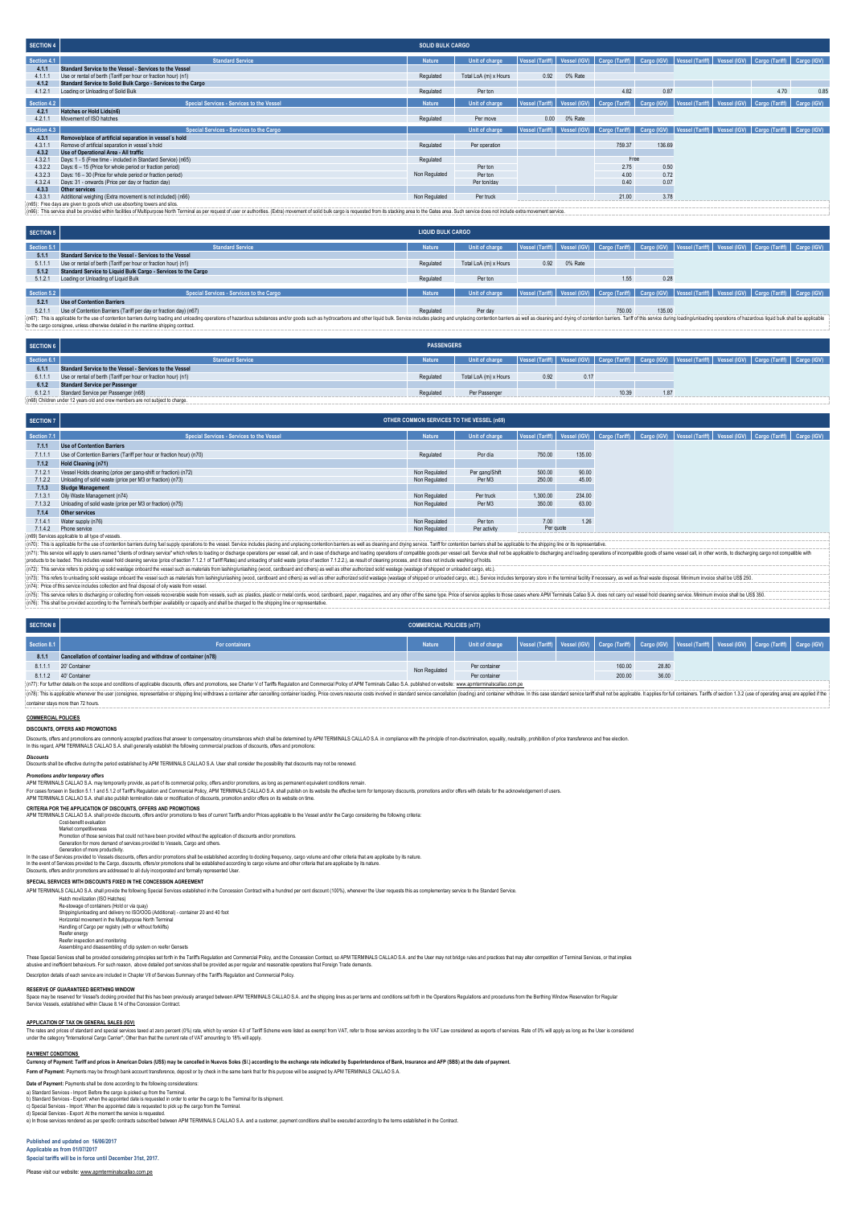| SECTION 4 | SOLID BULK CARGO | | | | | | | | | | | |
|---|---|---|---|---|---|---|---|---|---|---|---|---|
| Section 4.1 | Standard Service | Nature | Unit of charge | Vessel (Tariff) | Vessel (IGV) | Cargo (Tariff) | Cargo (IGV) | Vessel (Tariff) | Vessel (IGV) | Cargo (Tariff) | Cargo (IGV) |
| 4.1.1 | Standard Service to the Vessel - Services to the Vessel | | | | | | | | | | |
| 4.1.1.1 | Use or rental of berth (Tariff per hour or fraction hour) (n1) | Regulated | Total LoA (m) x Hours | 0.92 | 0% Rate | | | | | | |
| 4.1.2 | Standard Service to Solid Bulk Cargo - Services to the Cargo | | | | | | | | | | |
| 4.1.2.1 | Loading or Unloading of Solid Bulk | Regulated | Per ton | | | 4.82 | 0.87 | | | 4.70 | 0.85 |
| Section 4.2 | Special Services - Services to the Vessel | Nature | Unit of charge | Vessel (Tariff) | Vessel (IGV) | Cargo (Tariff) | Cargo (IGV) | Vessel (Tariff) | Vessel (IGV) | Cargo (Tariff) | Cargo (IGV) |
| 4.2.1 | Hatches or Hold Lids(n6) | | | | | | | | | | |
| 4.2.1.1 | Movement of ISO hatches | Regulated | Per move | 0.00 | 0% Rate | | | | | | |
| Section 4.3 | Special Services - Services to the Cargo | | Unit of charge | Vessel (Tariff) | Vessel (IGV) | Cargo (Tariff) | Cargo (IGV) | Vessel (Tariff) | Vessel (IGV) | Cargo (Tariff) | Cargo (IGV) |
| 4.3.1 | Remove/place of artificial separation in vessel´s hold | | | | | | | | | | |
| 4.3.1.1 | Remove of artificial separation in vessel´s hold | Regulated | Per operation | | | 759.37 | 136.69 | | | | |
| 4.3.2 | Use of Operational Area - All traffic | | | | | | | | | | |
| 4.3.2.1 | Days: 1 - 5 (Free time - included in Standard Service) (n65) | Regulated | | | | Free | | | | | |
| 4.3.2.2 | Days: 6 – 15 (Price for whole period or fraction period) | Non Regulated | Per ton | | | 2.75 | 0.50 | | | | |
| 4.3.2.3 | Days: 16 – 30 (Price for whole period or fraction period) | Non Regulated | Per ton | | | 4.00 | 0.72 | | | | |
| 4.3.2.4 | Days: 31 - onwards (Price per day or fraction day) | Non Regulated | Per ton/day | | | 0.40 | 0.07 | | | | |
| 4.3.3 | Other services | | | | | | | | | | |
| 4.3.3.1 | Additional weighing (Extra movement is not included) (n66) | Non Regulated | Per truck | | | 21.00 | 3.78 | | | | |

(n65): Free days are given to goods which use absorbing towers and silos.
(n66): This service shall be provided within facilities of Multipurpose North Terminal as per request of user or authorities. (Extra) movement of solid bulk cargo is requested from its stacking area to the Gates area. Such service does not include extra movement service.

| SECTION 5 | LIQUID BULK CARGO | | | | | | | | | | |
|---|---|---|---|---|---|---|---|---|---|---|---|
| Section 5.1 | Standard Service | Nature | Unit of charge | Vessel (Tariff) | Vessel (IGV) | Cargo (Tariff) | Cargo (IGV) | Vessel (Tariff) | Vessel (IGV) | Cargo (Tariff) | Cargo (IGV) |
| 5.1.1 | Standard Service to the Vessel - Services to the Vessel | | | | | | | | | | |
| 5.1.1.1 | Use or rental of berth (Tariff per hour or fraction hour) (n1) | Regulated | Total LoA (m) x Hours | 0.92 | 0% Rate | | | | | | |
| 5.1.2 | Standard Service to Liquid Bulk Cargo - Services to the Cargo | | | | | | | | | | |
| 5.1.2.1 | Loading or Unloading of Liquid Bulk | Regulated | Per ton | | | 1.55 | 0.28 | | | | |
| Section 5.2 | Special Services - Services to the Cargo | Nature | Unit of charge | Vessel (Tariff) | Vessel (IGV) | Cargo (Tariff) | Cargo (IGV) | Vessel (Tariff) | Vessel (IGV) | Cargo (Tariff) | Cargo (IGV) |
| 5.2.1 | Use of Contention Barriers | | | | | | | | | | |
| 5.2.1.1 | Use of Contention Barriers (Tariff per day or fraction day) (n67) | Regulated | Per day | | | 750.00 | 135.00 | | | | |

(n67): This is applicable for the use of contention barriers during loading and unloading operations of hazardous substances and/or goods such as hydrocarbons and other liquid bulk. Service includes placing and unplacing contention barriers as well as cleaning and drying of contention barriers. Tariff of this service during loading/unloading operations of hazardous liquid bulk shall be applicable to the cargo consignee, unless otherwise detailed in the maritime shipping contract.

| SECTION 6 | PASSENGERS | | | | | | | | | | |
|---|---|---|---|---|---|---|---|---|---|---|---|
| Section 6.1 | Standard Service | Nature | Unit of charge | Vessel (Tariff) | Vessel (IGV) | Cargo (Tariff) | Cargo (IGV) | Vessel (Tariff) | Vessel (IGV) | Cargo (Tariff) | Cargo (IGV) |
| 6.1.1 | Standard Service to the Vessel - Services to the Vessel | | | | | | | | | | |
| 6.1.1.1 | Use or rental of berth (Tariff per hour or fraction hour) (n1) | Regulated | Total LoA (m) x Hours | 0.92 | 0.17 | | | | | | |
| 6.1.2 | Standard Service per Passenger | | | | | | | | | | |
| 6.1.2.1 | Standard Service per Passenger (n68) | Regulated | Per Passenger | | | 10.39 | 1.87 | | | | |

(n68) Children under 12 years old and crew members are not subject to charge.

| SECTION 7 | OTHER COMMON SERVICES TO THE VESSEL (n69) | | | | | | | | | | |
|---|---|---|---|---|---|---|---|---|---|---|---|
| Section 7.1 | Special Services - Services to the Vessel | Nature | Unit of charge | Vessel (Tariff) | Vessel (IGV) | Cargo (Tariff) | Cargo (IGV) | Vessel (Tariff) | Vessel (IGV) | Cargo (Tariff) | Cargo (IGV) |
| 7.1.1 | Use of Contention Barriers | | | | | | | | | | |
| 7.1.1.1 | Use of Contention Barriers (Tariff per hour or fraction hour) (n70) | Regulated | Por día | 750.00 | 135.00 | | | | | | |
| 7.1.2 | Hold Cleaning (n71) | | | | | | | | | | |
| 7.1.2.1 | Vessel Holds cleaning (price per gang-shift or fraction) (n72) | Non Regulated | Per gang/Shift | 500.00 | 90.00 | | | | | | |
| 7.1.2.2 | Unloading of solid waste (price per M3 or fraction) (n73) | Non Regulated | Per M3 | 250.00 | 45.00 | | | | | | |
| 7.1.3 | Sludge Management | | | | | | | | | | |
| 7.1.3.1 | Oily Waste Management (n74) | Non Regulated | Per truck | 1,300.00 | 234.00 | | | | | | |
| 7.1.3.2 | Unloading of solid waste (price per M3 or fraction) (n75) | Non Regulated | Per M3 | 350.00 | 63.00 | | | | | | |
| 7.1.4 | Other services | | | | | | | | | | |
| 7.1.4.1 | Water supply (n76) | Non Regulated | Per ton | 7.00 | 1.26 | | | | | | |
| 7.1.4.2 | Phone service | Non Regulated | Per activity | Per quote | | | | | | | |

(n69) Services applicable to all type of vessels.
(n70): This is applicable for the use of contention barriers during fuel supply operations to the vessel. Service includes placing and unplacing contention barriers as well as cleaning and drying service. Tariff for contention barriers shall be applicable to the shipping line or its representative.
(n71): This service will apply to users named "clients of ordinary service" which refers to loading or discharge operations per vessel call, and in case of discharge and loading operations of compatible goods per vessel call. Service shall not be applicable to discharging and loading operations of incompatible goods of same vessel call, in other words, to discharging cargo not compatible with products to be loaded. This includes vessel hold cleaning service (price of section 7.1.2.1 of Tariff Rates) and unloading of solid waste (price of section 7.1.2.2), as result of cleaning process, and it does not include washing of holds.
(n72): This service refers to picking up solid wastage onboard the vessel such as materials from lashing/unlashing (wood, cardboard and others) as well as other authorized solid wastage (wastage of shipped or unloaded cargo, etc.).
(n73): This refers to unloading solid wastage onboard the vessel such as materials from lashing/unlashing (wood, cardboard and others) as well as other authorized solid wastage (wastage of shipped or unloaded cargo, etc.). Service includes temporary store in the terminal facility if necessary, as well as final waste disposal. Minimum invoice shall be US$ 250.
(n74): Price of this service includes collection and final disposal of oily waste from vessel.
(n75): This service refers to discharging or collecting from vessels recoverable waste from vessels, such as: plastics, plastic or metal cords, wood, cardboard, paper, magazines, and any other of the same type. Price of service applies to those cases where APM Terminals Callao S.A. does not carry out vessel hold cleaning service. Minimum invoice shall be US$ 350.
(n76): This shall be provided according to the Terminal's berth/pier availability or capacity and shall be charged to the shipping line or representative.

| SECTION 8 | COMMERCIAL POLICIES (n77) | | | | | | | | | | |
|---|---|---|---|---|---|---|---|---|---|---|---|
| Section 8.1 | For containers | Nature | Unit of charge | Vessel (Tariff) | Vessel (IGV) | Cargo (Tariff) | Cargo (IGV) | Vessel (Tariff) | Vessel (IGV) | Cargo (Tariff) | Cargo (IGV) |
| 8.1.1 | Cancellation of container loading and withdraw of container (n78) | | | | | | | | | | |
| 8.1.1.1 | 20' Container | Non Regulated | Per container | | | 160.00 | 28.80 | | | | |
| 8.1.1.2 | 40' Container | Non Regulated | Per container | | | 200.00 | 36.00 | | | | |

(n77): For further details on the scope and conditions of applicable discounts, offers and promotions, see Charter V of Tariffs Regulation and Commercial Policy of APM Terminals Callao S.A. published on website: www.apmterminalscallao.com.pe
(n78): This is applicable whenever the user (consignee, representative or shipping line) withdraws a container after cancelling container loading. Price covers resource costs involved in standard service cancellation (loading) and container withdraw. In this case standard service tariff shall not be applicable. It applies for full containers. Tariffs of section 1.3.2 (use of operating area) are applied if the container stays more than 72 hours.

**COMMERCIAL POLICIES**

**DISCOUNTS, OFFERS AND PROMOTIONS**

Discounts, offers and promotions are commonly accepted practices that answer to compensatory circumstances which shall be determined by APM TERMINALS CALLAO S.A. in compliance with the principle of non-discrimination, equality, neutrality, prohibition of price transference and free election.
In this regard, APM TERMINALS CALLAO S.A. shall generally establish the following commercial practices of discounts, offers and promotions:

***Discounts***
Discounts shall be effective during the period established by APM TERMINALS CALLAO S.A. User shall consider the possibility that discounts may not be renewed.

***Promotions and/or temporary offers***
APM TERMINALS CALLAO S.A. may temporarily provide, as part of its commercial policy, offers and/or promotions, as long as permanent equivalent conditions remain.
For cases forseen in Section 5.1.1 and 5.1.2 of Tariff's Regulation and Commercial Policy, APM TERMINALS CALLAO S.A. shall publish on its website the effective term for temporary discounts, promotions and/or offers with details for the acknowledgement of users.
APM TERMINALS CALLAO S.A. shall also publish termination date or modification of discounts, promotion and/or offers on its website on time.

**CRITERIA FOR THE APPLICATION OF DISCOUNTS, OFFERS AND PROMOTIONS**
APM TERMINALS CALLAO S.A. shall provide discounts, offers and/or promotions to fees of current Tariffs and/or Prices applicable to the Vessel and/or the Cargo considering the following criteria:

- Cost-benefit evaluation
- Market competitiveness
- Promotion of those services that could not have been provided without the application of discounts and/or promotions.
- Generation for more demand of services provided to Vessels, Cargo and others.
- Generation of more productivity.

In the case of Services provided to Vessels discounts, offers and/or promotions shall be established according to docking frequency, cargo volume and other criteria that are applicable by its nature.
In the event of Services provided to the Cargo, discounts, offers/or promotions shall be established according to cargo volume and other criteria that are applicabe by its nature.
Discounts, offers and/or promotions are addressed to all duly incorporated and formally represented User.

**SPECIAL SERVICES WITH DISCOUNTS FIXED IN THE CONCESSION AGREEMENT**
APM TERMINALS CALLAO S.A. shall provide the following Special Services established in the Concession Contract with a hundred per cent discount (100%), whenever the User requests this as complementary service to the Standard Service.

- Hatch movilization (ISO Hatches)
- Re-stowage of containers (Hold or via quay)
- Shipping/unloading and delivery no ISO/OOG (Additional) - container 20 and 40 foot
- Horizontal movement in the Multipurpose North Terminal
- Handling of Cargo per registry (with or without forklifts)
- Reefer energy
- Reefer inspection and monitoring
- Assembling and disassembling of clip system on reefer Gensets

These Special Services shall be provided considering principles set forth in the Tariff's Regulation and Commercial Policy, and the Concession Contract, so APM TERMINALS CALLAO S.A. and the User may not bridge rules and practices that may alter competition of Terminal Services, or that implies abusive and inefficient behaviours. For such reason, above detailed port services shall be provided as per regular and reasonable operations that Foreign Trade demands.

Description details of each service are included in Chapter VII of Services Summary of the Tariff's Regulation and Commercial Policy.

**RESERVE OF GUARANTEED BERTHING WINDOW**
Space may be reserved for Vessel's docking provided that this has been previously arranged between APM TERMINALS CALLAO S.A. and the shipping lines as per terms and conditions set forth in the Operations Regulations and procedures from the Berthing Window Reservation for Regular Service Vessels, established within Clause 8.14 of the Concession Contract.

**APPLICATION OF TAX ON GENERAL SALES (IGV)**
The rates and prices of standard and special services taxed at zero percent (0%) rate, which by version 4.0 of Tariff Scheme were listed as exempt from VAT, refer to those services according to the VAT Law considered as exports of services. Rate of 0% will apply as long as the User is considered under the category "International Cargo Carrier". Other than that the current rate of VAT amounting to 18% will apply.

**PAYMENT CONDITIONS**
**Currency of Payment: Tariff and prices in American Dolars (US$) may be cancelled in Nuevos Soles (S/.) according to the exchange rate indicated by Superintendence of Bank, Insurance and AFP (SBS) at the date of payment.**
**Form of Payment:** Payments may be through bank account transference, deposit or by check in the same bank that for this purpose will be assigned by APM TERMINALS CALLAO S.A.

**Date of Payment:** Payments shall be done according to the following considerations:
a) Standard Services - Import: Before the cargo is picked up from the Terminal.
b) Standard Services - Export: when the appointed date is requested in order to enter the cargo to the Terminal for its shipment.
c) Special Services - Import: When the appointed date is requested to pick up the cargo from the Terminal.
d) Special Services - Export: At the moment the service is requested.
e) In those services rendered as per specific contracts subscribed between APM TERMINALS CALLAO S.A. and a customer, payment conditions shall be executed according to the terms established in the Contract.

**Published and updated on 16/06/2017**
**Applicable as from 01/07/2017**
**Special tariffs will be in force until December 31st, 2017.**

Please visit our website: www.apmterminalscallao.com.pe